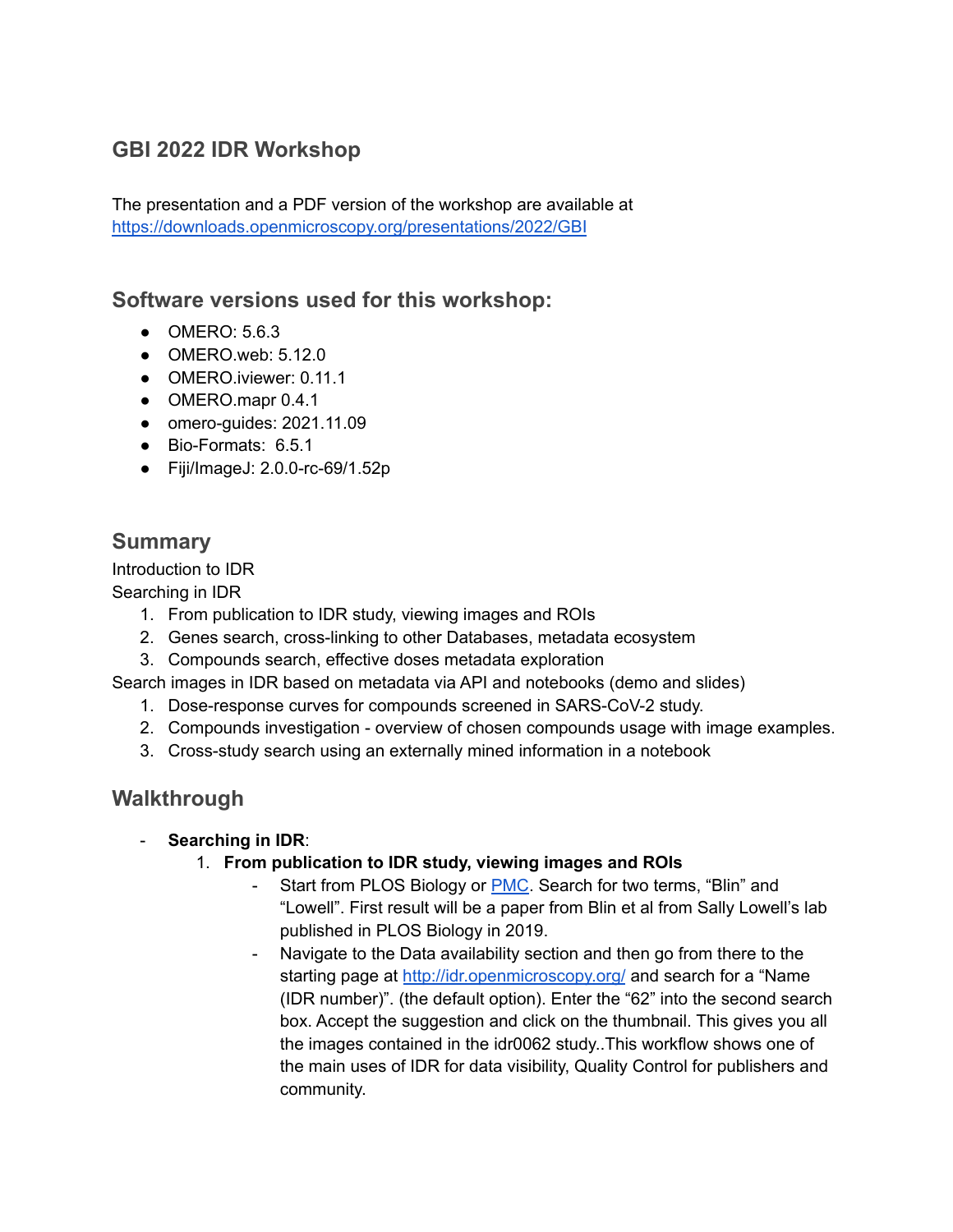## GBI 2022 IDR Workshop

The presentation and a PDF version of the workshop are available at https://downloads.openmicroscopy.org/presentations/2022/GBI

### Software versions used for this workshop:

- OMERO: 5.6.3
- OMERO.web: 5.12.0
- OMERO.iviewer: 0.11.1
- OMERO.mapr 0.4.1
- omero-guides: 2021.11.09
- Bio-Formats: 6.5.1
- Fiji/ImageJ: 2.0.0-rc-69/1.52p

### Summary

Introduction to IDR

Searching in IDR

1. From publication to IDR study, viewing images and ROIs
2. Genes search, cross-linking to other Databases, metadata ecosystem
3. Compounds search, effective doses metadata exploration

Search images in IDR based on metadata via API and notebooks (demo and slides)

1. Dose-response curves for compounds screened in SARS-CoV-2 study.
2. Compounds investigation - overview of chosen compounds usage with image examples.
3. Cross-study search using an externally mined information in a notebook

### Walkthrough

- **Searching in IDR**:
  1. **From publication to IDR study, viewing images and ROIs**
     - Start from PLOS Biology or PMC. Search for two terms, "Blin" and "Lowell". First result will be a paper from Blin et al from Sally Lowell's lab published in PLOS Biology in 2019.
     - Navigate to the Data availability section and then go from there to the starting page at http://idr.openmicroscopy.org/ and search for a "Name (IDR number)". (the default option). Enter the "62" into the second search box. Accept the suggestion and click on the thumbnail. This gives you all the images contained in the idr0062 study..This workflow shows one of the main uses of IDR for data visibility, Quality Control for publishers and community.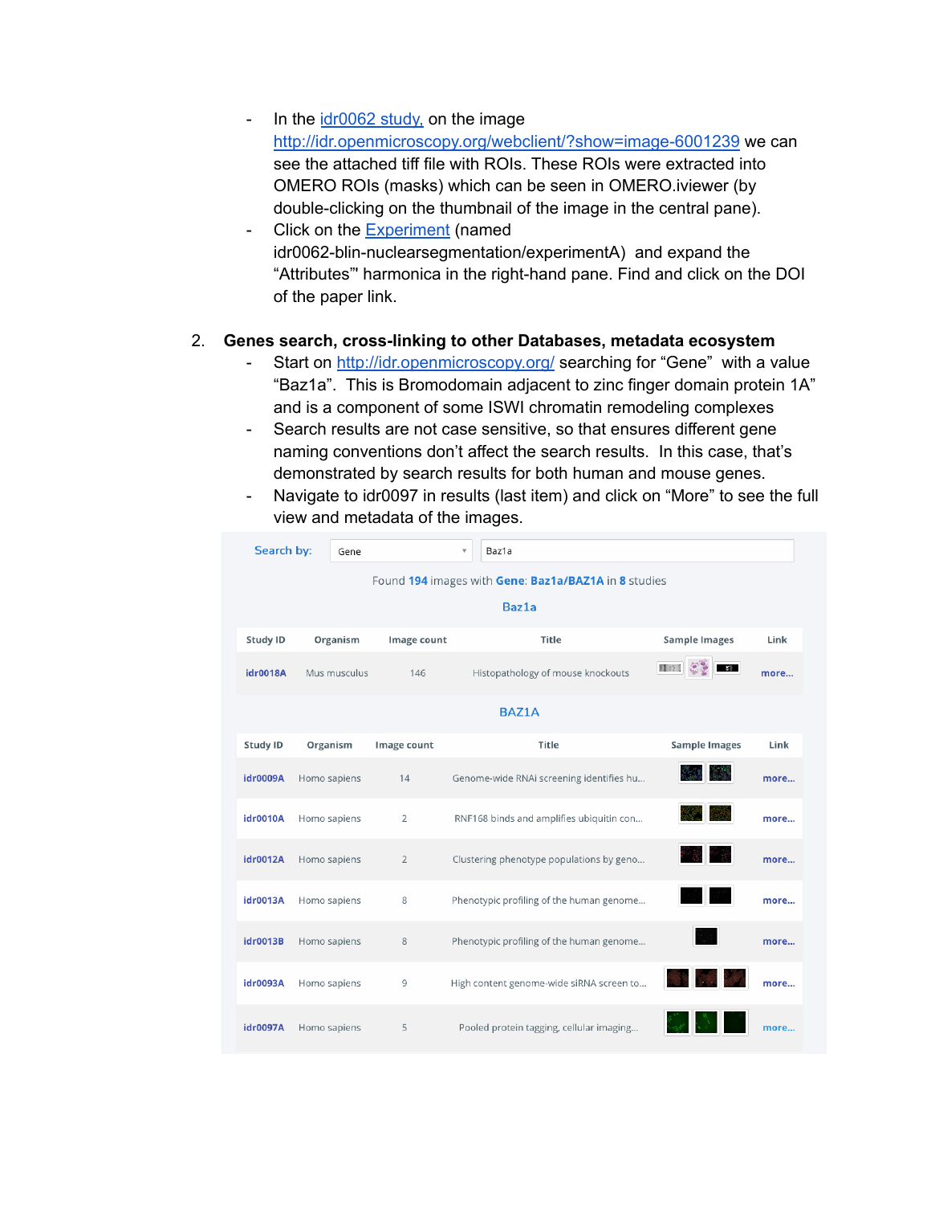- In the [idr0062 study,](idr0062 study) on the image http://idr.openmicroscopy.org/webclient/?show=image-6001239 we can see the attached tiff file with ROIs. These ROIs were extracted into OMERO ROIs (masks) which can be seen in OMERO.iviewer (by double-clicking on the thumbnail of the image in the central pane).
- Click on the Experiment (named idr0062-blin-nuclearsegmentation/experimentA) and expand the "Attributes"' harmonica in the right-hand pane. Find and click on the DOI of the paper link.

2. **Genes search, cross-linking to other Databases, metadata ecosystem**
   - Start on http://idr.openmicroscopy.org/ searching for "Gene" with a value "Baz1a". This is Bromodomain adjacent to zinc finger domain protein 1A" and is a component of some ISWI chromatin remodeling complexes
   - Search results are not case sensitive, so that ensures different gene naming conventions don't affect the search results. In this case, that's demonstrated by search results for both human and mouse genes.
   - Navigate to idr0097 in results (last item) and click on "More" to see the full view and metadata of the images.

Search by: Gene | Baz1a

Found **194** images with **Gene**: **Baz1a/BAZ1A** in **8** studies

**Baz1a**

| Study ID | Organism | Image count | Title | Sample Images | Link |
|---|---|---|---|---|---|
| idr0018A | Mus musculus | 146 | Histopathology of mouse knockouts | | more... |

**BAZ1A**

| Study ID | Organism | Image count | Title | Sample Images | Link |
|---|---|---|---|---|---|
| idr0009A | Homo sapiens | 14 | Genome-wide RNAi screening identifies hu... | | more... |
| idr0010A | Homo sapiens | 2 | RNF168 binds and amplifies ubiquitin con... | | more... |
| idr0012A | Homo sapiens | 2 | Clustering phenotype populations by geno... | | more... |
| idr0013A | Homo sapiens | 8 | Phenotypic profiling of the human genome... | | more... |
| idr0013B | Homo sapiens | 8 | Phenotypic profiling of the human genome... | | more... |
| idr0093A | Homo sapiens | 9 | High content genome-wide siRNA screen to... | | more... |
| idr0097A | Homo sapiens | 5 | Pooled protein tagging, cellular imaging... | | more... |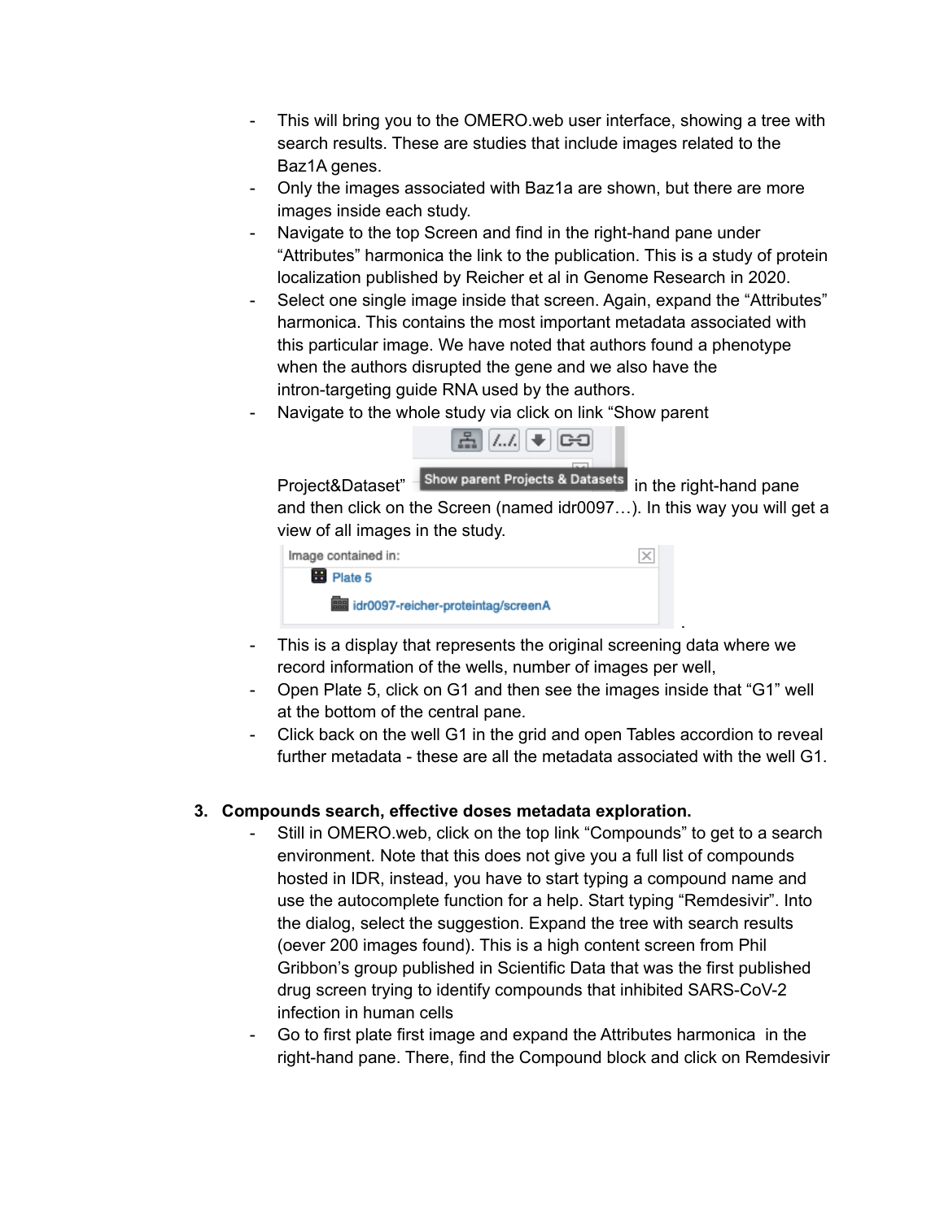- This will bring you to the OMERO.web user interface, showing a tree with search results. These are studies that include images related to the Baz1A genes.
- Only the images associated with Baz1a are shown, but there are more images inside each study.
- Navigate to the top Screen and find in the right-hand pane under “Attributes” harmonica the link to the publication. This is a study of protein localization published by Reicher et al in Genome Research in 2020.
- Select one single image inside that screen. Again, expand the “Attributes” harmonica. This contains the most important metadata associated with this particular image. We have noted that authors found a phenotype when the authors disrupted the gene and we also have the intron-targeting guide RNA used by the authors.
- Navigate to the whole study via click on link “Show parent Project&Dataset” Show parent Projects & Datasets in the right-hand pane and then click on the Screen (named idr0097…). In this way you will get a view of all images in the study.

  Image contained in:
  Plate 5
  idr0097-reicher-proteintag/screenA
- This is a display that represents the original screening data where we record information of the wells, number of images per well,
- Open Plate 5, click on G1 and then see the images inside that “G1” well at the bottom of the central pane.
- Click back on the well G1 in the grid and open Tables accordion to reveal further metadata - these are all the metadata associated with the well G1.

3. **Compounds search, effective doses metadata exploration.**
   - Still in OMERO.web, click on the top link “Compounds” to get to a search environment. Note that this does not give you a full list of compounds hosted in IDR, instead, you have to start typing a compound name and use the autocomplete function for a help. Start typing “Remdesivir”. Into the dialog, select the suggestion. Expand the tree with search results (oever 200 images found). This is a high content screen from Phil Gribbon’s group published in Scientific Data that was the first published drug screen trying to identify compounds that inhibited SARS-CoV-2 infection in human cells
   - Go to first plate first image and expand the Attributes harmonica in the right-hand pane. There, find the Compound block and click on Remdesivir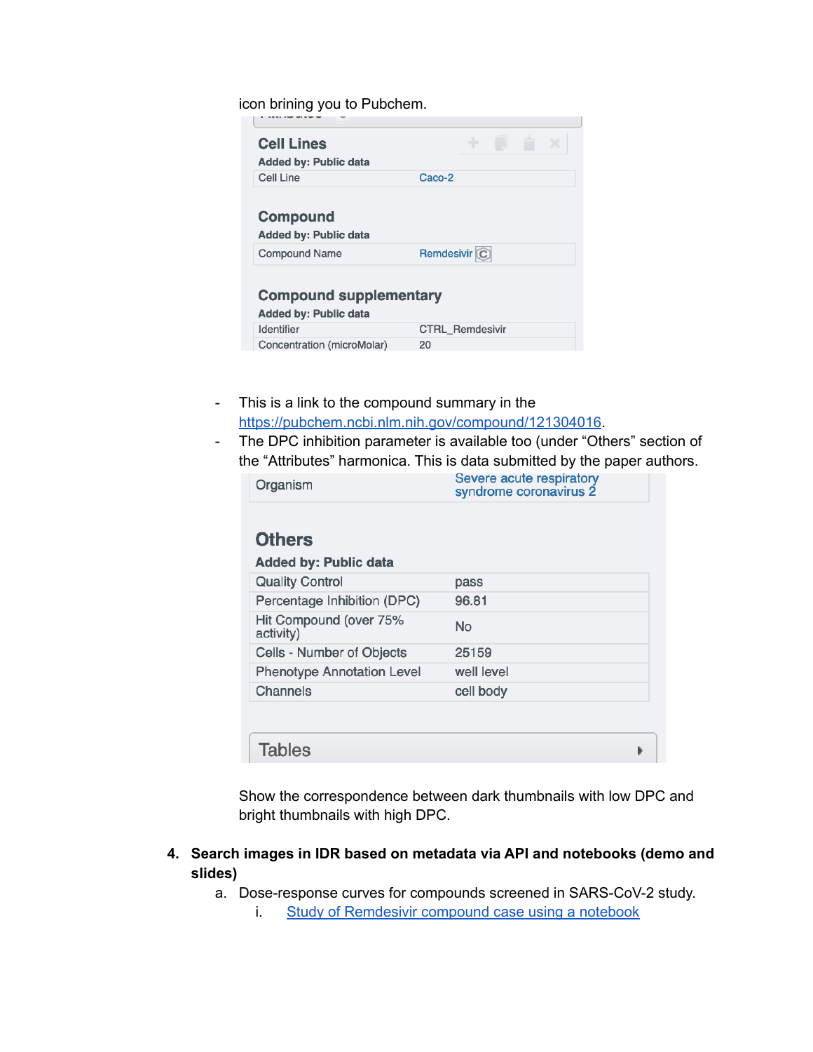icon brining you to Pubchem.

**Cell Lines**

**Added by: Public data**

| Cell Line | Caco-2 |
|---|---|

**Compound**

**Added by: Public data**

| Compound Name | Remdesivir |
|---|---|

**Compound supplementary**

**Added by: Public data**

| Identifier | CTRL_Remdesivir |
|---|---|
| Concentration (microMolar) | 20 |

- This is a link to the compound summary in the https://pubchem.ncbi.nlm.nih.gov/compound/121304016.
- The DPC inhibition parameter is available too (under "Others" section of the "Attributes" harmonica. This is data submitted by the paper authors.

| Organism | Severe acute respiratory syndrome coronavirus 2 |
|---|---|

**Others**

**Added by: Public data**

| Quality Control | pass |
|---|---|
| Percentage Inhibition (DPC) | 96.81 |
| Hit Compound (over 75% activity) | No |
| Cells - Number of Objects | 25159 |
| Phenotype Annotation Level | well level |
| Channels | cell body |

Tables

Show the correspondence between dark thumbnails with low DPC and bright thumbnails with high DPC.

4. **Search images in IDR based on metadata via API and notebooks (demo and slides)**
   a. Dose-response curves for compounds screened in SARS-CoV-2 study.
      i. Study of Remdesivir compound case using a notebook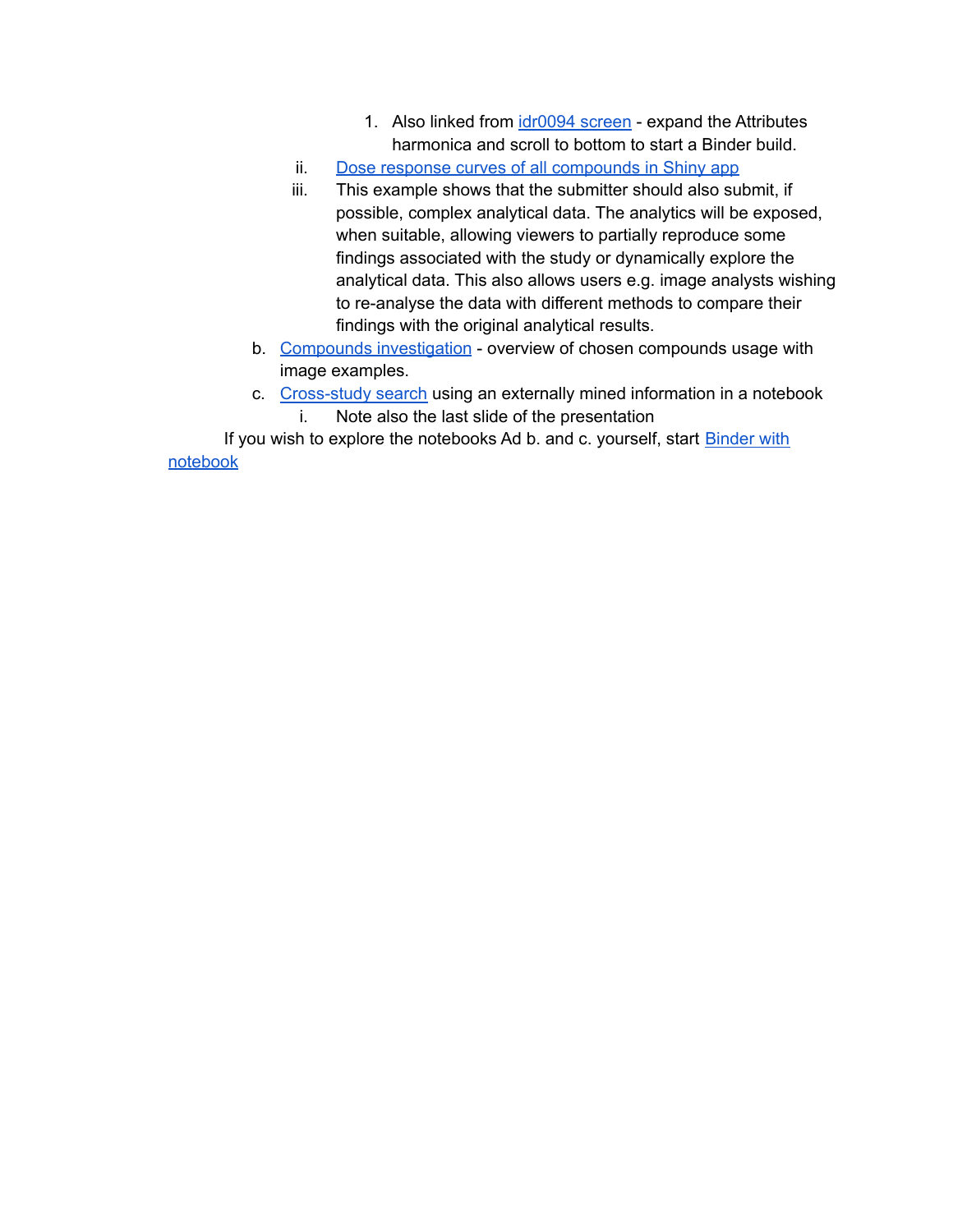1. Also linked from [idr0094 screen] - expand the Attributes harmonica and scroll to bottom to start a Binder build.
    - ii. [Dose response curves of all compounds in Shiny app]
    - iii. This example shows that the submitter should also submit, if possible, complex analytical data. The analytics will be exposed, when suitable, allowing viewers to partially reproduce some findings associated with the study or dynamically explore the analytical data. This also allows users e.g. image analysts wishing to re-analyse the data with different methods to compare their findings with the original analytical results.
  - b. [Compounds investigation] - overview of chosen compounds usage with image examples.
  - c. [Cross-study search] using an externally mined information in a notebook
    - i. Note also the last slide of the presentation

If you wish to explore the notebooks Ad b. and c. yourself, start [Binder with notebook]